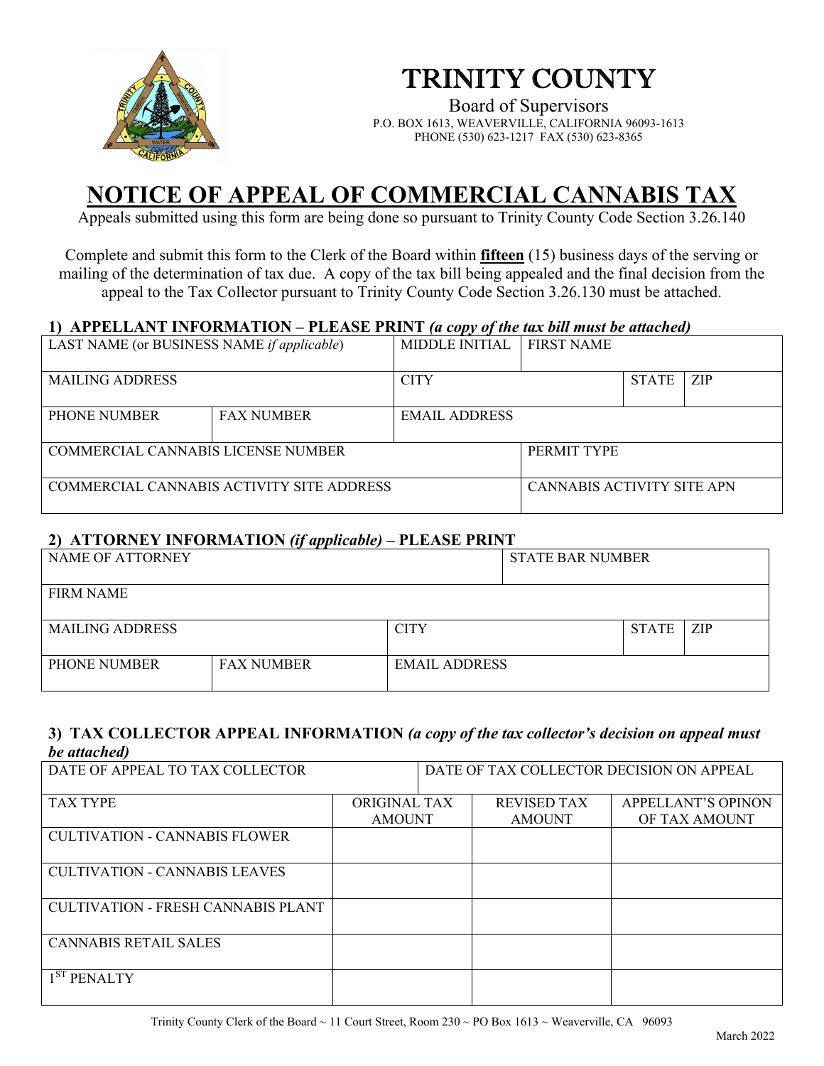# TRINITY COUNTY

Board of Supervisors
P.O. BOX 1613, WEAVERVILLE, CALIFORNIA 96093-1613
PHONE (530) 623-1217 FAX (530) 623-8365

# NOTICE OF APPEAL OF COMMERCIAL CANNABIS TAX

Appeals submitted using this form are being done so pursuant to Trinity County Code Section 3.26.140

Complete and submit this form to the Clerk of the Board within **fifteen** (15) business days of the serving or mailing of the determination of tax due. A copy of the tax bill being appealed and the final decision from the appeal to the Tax Collector pursuant to Trinity County Code Section 3.26.130 must be attached.

## 1) APPELLANT INFORMATION – PLEASE PRINT *(a copy of the tax bill must be attached)*

| LAST NAME (or BUSINESS NAME *if applicable*) | | MIDDLE INITIAL | FIRST NAME | | |
|---|---|---|---|---|---|
| MAILING ADDRESS | | CITY | | STATE | ZIP |
| PHONE NUMBER | FAX NUMBER | EMAIL ADDRESS | | | |
| COMMERCIAL CANNABIS LICENSE NUMBER | | | PERMIT TYPE | | |
| COMMERCIAL CANNABIS ACTIVITY SITE ADDRESS | | | CANNABIS ACTIVITY SITE APN | | |

## 2) ATTORNEY INFORMATION *(if applicable)* – PLEASE PRINT

| NAME OF ATTORNEY | | | STATE BAR NUMBER | |
|---|---|---|---|---|
| FIRM NAME | | | | |
| MAILING ADDRESS | | CITY | STATE | ZIP |
| PHONE NUMBER | FAX NUMBER | EMAIL ADDRESS | | |

## 3) TAX COLLECTOR APPEAL INFORMATION *(a copy of the tax collector's decision on appeal must be attached)*

| DATE OF APPEAL TO TAX COLLECTOR | | DATE OF TAX COLLECTOR DECISION ON APPEAL | |
|---|---|---|---|
| TAX TYPE | ORIGINAL TAX AMOUNT | REVISED TAX AMOUNT | APPELLANT'S OPINON OF TAX AMOUNT |
| CULTIVATION - CANNABIS FLOWER | | | |
| CULTIVATION - CANNABIS LEAVES | | | |
| CULTIVATION - FRESH CANNABIS PLANT | | | |
| CANNABIS RETAIL SALES | | | |
| 1ST PENALTY | | | |

Trinity County Clerk of the Board ~ 11 Court Street, Room 230 ~ PO Box 1613 ~ Weaverville, CA 96093

March 2022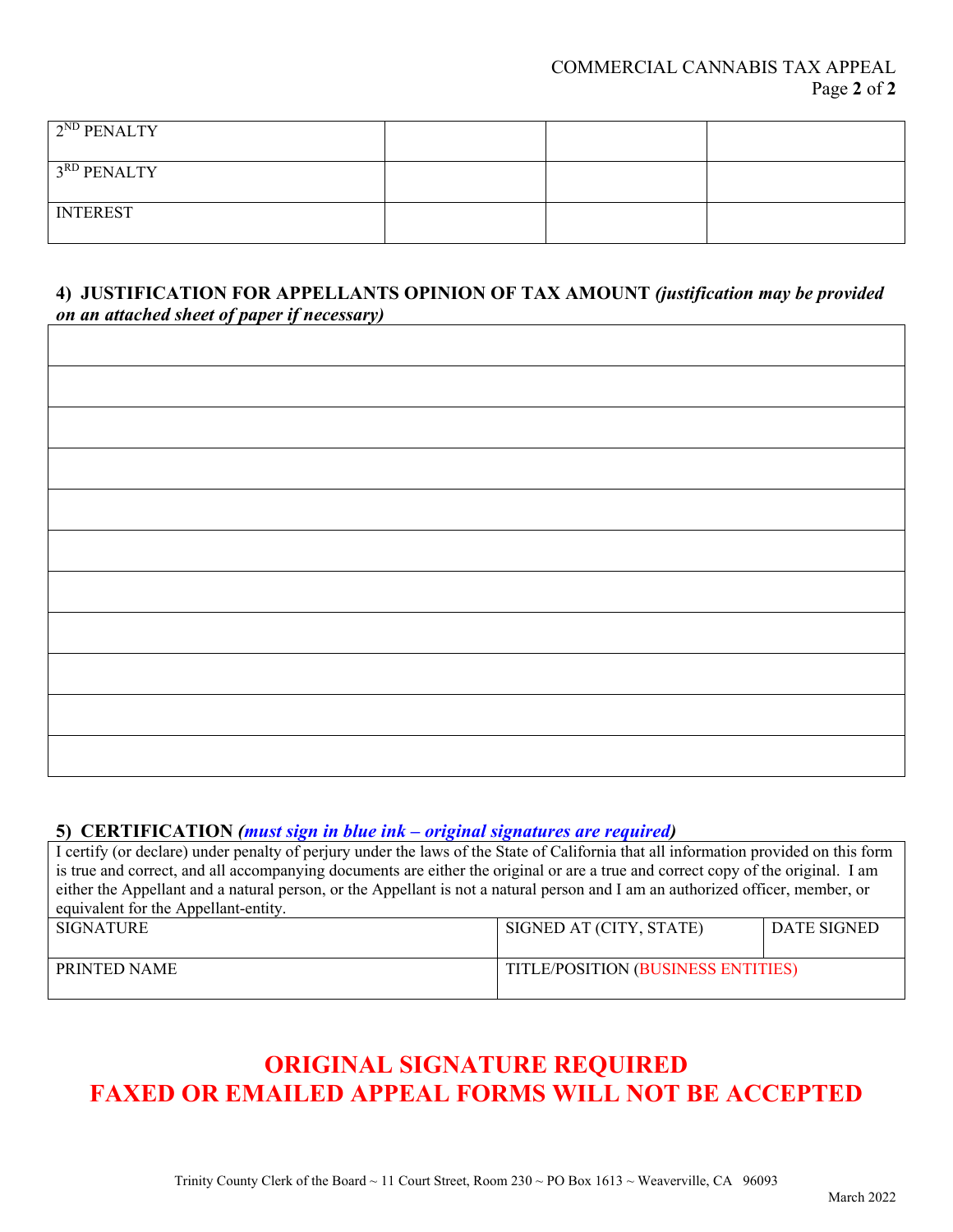| | | | |
|---|---|---|---|
| 2ND PENALTY | | | |
| 3RD PENALTY | | | |
| INTEREST | | | |

## 4) JUSTIFICATION FOR APPELLANTS OPINION OF TAX AMOUNT *(justification may be provided on an attached sheet of paper if necessary)*

| |
|---|
| |
| |
| |
| |
| |
| |
| |
| |
| |
| |
| |

## 5) CERTIFICATION *(must sign in blue ink – original signatures are required)*

I certify (or declare) under penalty of perjury under the laws of the State of California that all information provided on this form is true and correct, and all accompanying documents are either the original or are a true and correct copy of the original. I am either the Appellant and a natural person, or the Appellant is not a natural person and I am an authorized officer, member, or equivalent for the Appellant-entity.

| | | |
|---|---|---|
| SIGNATURE | SIGNED AT (CITY, STATE) | DATE SIGNED |
| PRINTED NAME | TITLE/POSITION (BUSINESS ENTITIES) | |

**ORIGINAL SIGNATURE REQUIRED**
**FAXED OR EMAILED APPEAL FORMS WILL NOT BE ACCEPTED**

Trinity County Clerk of the Board ~ 11 Court Street, Room 230 ~ PO Box 1613 ~ Weaverville, CA 96093

March 2022